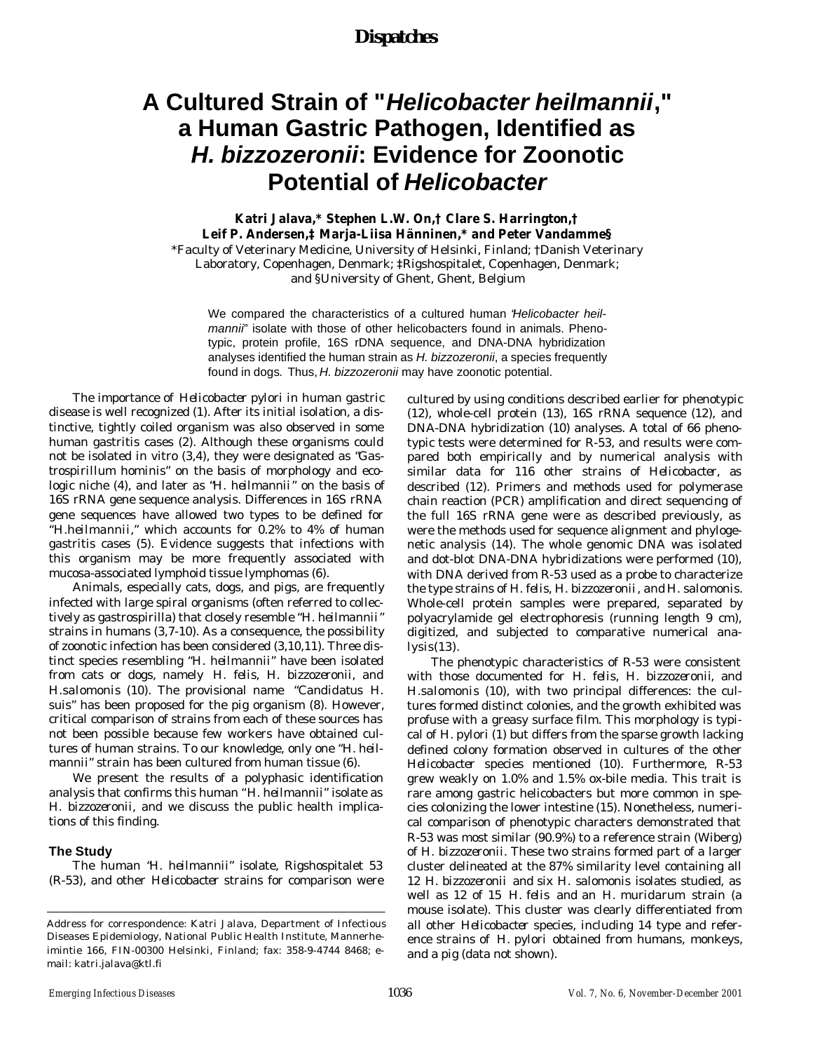# A Cultured Strain of "*Helicobacter heilmannii*," a Human Gastric Pathogen, Identified as *H. bizzozeronii*: Evidence for Zoonotic Potential of *Helicobacter*

**Katri Jalava,* Stephen L.W. On,† Clare S. Harrington,† Leif P. Andersen,‡ Marja-Liisa Hänninen,* and Peter Vandamme§**

*Faculty of Veterinary Medicine, University of Helsinki, Finland; †Danish Veterinary Laboratory, Copenhagen, Denmark; ‡Rigshospitalet, Copenhagen, Denmark; and §University of Ghent, Ghent, Belgium

We compared the characteristics of a cultured human "*Helicobacter heilmannii*" isolate with those of other helicobacters found in animals. Phenotypic, protein profile, 16S rDNA sequence, and DNA-DNA hybridization analyses identified the human strain as *H. bizzozeronii*, a species frequently found in dogs. Thus, *H. bizzozeronii* may have zoonotic potential.

The importance of *Helicobacter pylori* in human gastric disease is well recognized (1). After its initial isolation, a distinctive, tightly coiled organism was also observed in some human gastritis cases (2). Although these organisms could not be isolated in vitro (3,4), they were designated as "Gastrospirillum hominis" on the basis of morphology and ecologic niche (4), and later as "*H. heilmannii*" on the basis of 16S rRNA gene sequence analysis. Differences in 16S rRNA gene sequences have allowed two types to be defined for "*H.heilmannii*," which accounts for 0.2% to 4% of human gastritis cases (5). Evidence suggests that infections with this organism may be more frequently associated with mucosa-associated lymphoid tissue lymphomas (6).

Animals, especially cats, dogs, and pigs, are frequently infected with large spiral organisms (often referred to collectively as gastrospirilla) that closely resemble "*H. heilmannii*" strains in humans (3,7-10). As a consequence, the possibility of zoonotic infection has been considered (3,10,11). Three distinct species resembling "*H. heilmannii*" have been isolated from cats or dogs, namely *H. felis*, *H. bizzozeronii*, and *H.salomonis* (10). The provisional name "*Candidatus H. suis*" has been proposed for the pig organism (8). However, critical comparison of strains from each of these sources has not been possible because few workers have obtained cultures of human strains. To our knowledge, only one "*H. heilmannii*" strain has been cultured from human tissue (6).

We present the results of a polyphasic identification analysis that confirms this human "*H. heilmannii*" isolate as *H. bizzozeronii*, and we discuss the public health implications of this finding.

## The Study

The human "*H. heilmannii*" isolate, Rigshospitalet 53 (R-53), and other *Helicobacter* strains for comparison were cultured by using conditions described earlier for phenotypic (12), whole-cell protein (13), 16S rRNA sequence (12), and DNA-DNA hybridization (10) analyses. A total of 66 phenotypic tests were determined for R-53, and results were compared both empirically and by numerical analysis with similar data for 116 other strains of *Helicobacter*, as described (12). Primers and methods used for polymerase chain reaction (PCR) amplification and direct sequencing of the full 16S rRNA gene were as described previously, as were the methods used for sequence alignment and phylogenetic analysis (14). The whole genomic DNA was isolated and dot-blot DNA-DNA hybridizations were performed (10), with DNA derived from R-53 used as a probe to characterize the type strains of *H. felis*, *H. bizzozeronii*, and *H. salomonis*. Whole-cell protein samples were prepared, separated by polyacrylamide gel electrophoresis (running length 9 cm), digitized, and subjected to comparative numerical analysis(13).

The phenotypic characteristics of R-53 were consistent with those documented for *H. felis*, *H. bizzozeronii*, and *H.salomonis* (10), with two principal differences: the cultures formed distinct colonies, and the growth exhibited was profuse with a greasy surface film. This morphology is typical of *H. pylori* (1) but differs from the sparse growth lacking defined colony formation observed in cultures of the other *Helicobacter* species mentioned (10). Furthermore, R-53 grew weakly on 1.0% and 1.5% ox-bile media. This trait is rare among gastric helicobacters but more common in species colonizing the lower intestine (15). Nonetheless, numerical comparison of phenotypic characters demonstrated that R-53 was most similar (90.9%) to a reference strain (Wiberg) of *H. bizzozeronii*. These two strains formed part of a larger cluster delineated at the 87% similarity level containing all 12 *H. bizzozeronii* and six *H. salomonis* isolates studied, as well as 12 of 15 *H. felis* and an *H. muridarum* strain (a mouse isolate). This cluster was clearly differentiated from all other *Helicobacter* species, including 14 type and reference strains of *H. pylori* obtained from humans, monkeys, and a pig (data not shown).

Address for correspondence: Katri Jalava, Department of Infectious Diseases Epidemiology, National Public Health Institute, Mannerheimintie 166, FIN-00300 Helsinki, Finland; fax: 358-9-4744 8468; e-mail: katri.jalava@ktl.fi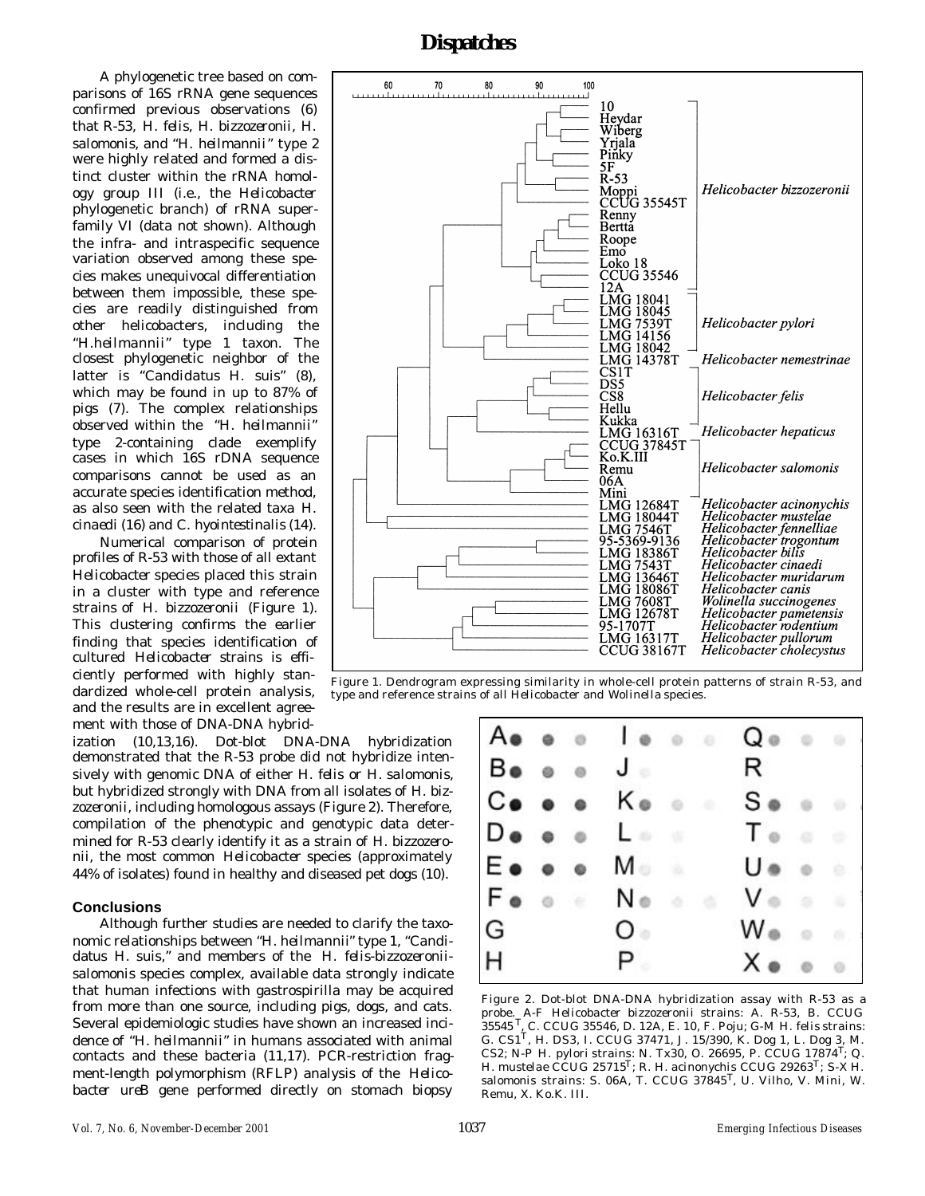A phylogenetic tree based on comparisons of 16S rRNA gene sequences confirmed previous observations (6) that R-53, *H. felis*, *H. bizzozeronii*, *H. salomonis*, and "*H. heilmannii*" type 2 were highly related and formed a distinct cluster within the rRNA homology group III (i.e., the *Helicobacter* phylogenetic branch) of rRNA superfamily VI (data not shown). Although the infra- and intraspecific sequence variation observed among these species makes unequivocal differentiation between them impossible, these species are readily distinguished from other helicobacters, including the "*H.heilmannii*" type 1 taxon. The closest phylogenetic neighbor of the latter is "Candidatus H. suis" (8), which may be found in up to 87% of pigs (7). The complex relationships observed within the "*H. heilmannii*" type 2-containing clade exemplify cases in which 16S rDNA sequence comparisons cannot be used as an accurate species identification method, as also seen with the related taxa *H. cinaedi* (16) and *C. hyointestinalis* (14).

Numerical comparison of protein profiles of R-53 with those of all extant *Helicobacter* species placed this strain in a cluster with type and reference strains of *H. bizzozeronii* (Figure 1). This clustering confirms the earlier finding that species identification of cultured *Helicobacter* strains is efficiently performed with highly standardized whole-cell protein analysis, and the results are in excellent agreement with those of DNA-DNA hybridization (10,13,16). Dot-blot DNA-DNA hybridization demonstrated that the R-53 probe did not hybridize intensively with genomic DNA of either *H. felis* or *H. salomonis*, but hybridized strongly with DNA from all isolates of *H. bizzozeronii*, including homologous assays (Figure 2). Therefore, compilation of the phenotypic and genotypic data determined for R-53 clearly identify it as a strain of *H. bizzozeronii*, the most common *Helicobacter* species (approximately 44% of isolates) found in healthy and diseased pet dogs (10).

Figure 1. Dendrogram expressing similarity in whole-cell protein patterns of strain R-53, and type and reference strains of all *Helicobacter* and *Wolinella* species.

Figure 2. Dot-blot DNA-DNA hybridization assay with R-53 as a probe. A-F *Helicobacter bizzozeronii* strains: A. R-53, B. CCUG 35545[T], C. CCUG 35546, D. 12A, E. 10, F. Poju; G-M *H. felis* strains: G. CS1[T], H. DS3, I. CCUG 37471, J. 15/390, K. Dog 1, L. Dog 3, M. CS2; N-P *H. pylori* strains: N. Tx30, O. 26695, P. CCUG 17874[T]; Q. *H. mustelae* CCUG 25715[T]; R. *H. acinonychis* CCUG 29263[T]; S-X *H. salomonis* strains: S. 06A, T. CCUG 37845[T], U. Vilho, V. Mini, W. Remu, X. Ko.K. III.

## Conclusions

Although further studies are needed to clarify the taxonomic relationships between "*H. heilmannii*" type 1, "Candidatus H. suis," and members of the *H. felis-bizzozeronii-salomonis* species complex, available data strongly indicate that human infections with gastrospirilla may be acquired from more than one source, including pigs, dogs, and cats. Several epidemiologic studies have shown an increased incidence of "*H. heilmannii*" in humans associated with animal contacts and these bacteria (11,17). PCR-restriction fragment-length polymorphism (RFLP) analysis of the *Helicobacter ureB* gene performed directly on stomach biopsy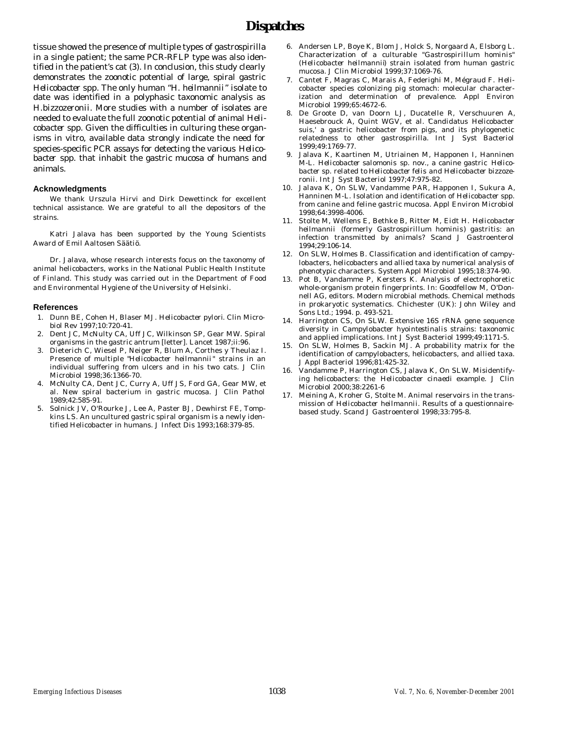tissue showed the presence of multiple types of gastrospirilla in a single patient; the same PCR-RFLP type was also identified in the patient's cat (3). In conclusion, this study clearly demonstrates the zoonotic potential of large, spiral gastric *Helicobacter* spp. The only human "*H. heilmannii*" isolate to date was identified in a polyphasic taxonomic analysis as *H.bizzozeronii*. More studies with a number of isolates are needed to evaluate the full zoonotic potential of animal *Helicobacter* spp. Given the difficulties in culturing these organisms in vitro, available data strongly indicate the need for species-specific PCR assays for detecting the various *Helicobacter* spp. that inhabit the gastric mucosa of humans and animals.

## Acknowledgments

We thank Urszula Hirvi and Dirk Dewettinck for excellent technical assistance. We are grateful to all the depositors of the strains.

Katri Jalava has been supported by the Young Scientists Award of Emil Aaltosen Säätiö.

Dr. Jalava, whose research interests focus on the taxonomy of animal helicobacters, works in the National Public Health Institute of Finland. This study was carried out in the Department of Food and Environmental Hygiene of the University of Helsinki.

## References

1. Dunn BE, Cohen H, Blaser MJ. *Helicobacter pylori*. Clin Microbiol Rev 1997;10:720-41.
2. Dent JC, McNulty CA, Uff JC, Wilkinson SP, Gear MW. Spiral organisms in the gastric antrum [letter]. Lancet 1987;ii:96.
3. Dieterich C, Wiesel P, Neiger R, Blum A, Corthes y Theulaz I. Presence of multiple "*Helicobacter heilmannii*" strains in an individual suffering from ulcers and in his two cats. J Clin Microbiol 1998;36:1366-70.
4. McNulty CA, Dent JC, Curry A, Uff JS, Ford GA, Gear MW, et al. New spiral bacterium in gastric mucosa. J Clin Pathol 1989;42:585-91.
5. Solnick JV, O'Rourke J, Lee A, Paster BJ, Dewhirst FE, Tompkins LS. An uncultured gastric spiral organism is a newly identified Helicobacter in humans. J Infect Dis 1993;168:379-85.
6. Andersen LP, Boye K, Blom J, Holck S, Norgaard A, Elsborg L. Characterization of a culturable "Gastrospirillum hominis" (*Helicobacter heilmannii*) strain isolated from human gastric mucosa. J Clin Microbiol 1999;37:1069-76.
7. Cantet F, Magras C, Marais A, Federighi M, Mégraud F. Helicobacter species colonizing pig stomach: molecular characterization and determination of prevalence. Appl Environ Microbiol 1999;65:4672-6.
8. De Groote D, van Doorn LJ, Ducatelle R, Verschuuren A, Haesebrouck A, Quint WGV, et al. 'Candidatus Helicobacter suis,' a gastric helicobacter from pigs, and its phylogenetic relatedness to other gastrospirilla. Int J Syst Bacteriol 1999;49:1769-77.
9. Jalava K, Kaartinen M, Utriainen M, Happonen I, Hanninen M-L. *Helicobacter salomonis* sp. nov., a canine gastric *Helicobacter* sp. related to *Helicobacter felis* and *Helicobacter bizzozeronii*. Int J Syst Bacteriol 1997;47:975-82.
10. Jalava K, On SLW, Vandamme PAR, Happonen I, Sukura A, Hanninen M-L. Isolation and identification of *Helicobacter* spp. from canine and feline gastric mucosa. Appl Environ Microbiol 1998;64:3998-4006.
11. Stolte M, Wellens E, Bethke B, Ritter M, Eidt H. *Helicobacter heilmannii* (formerly *Gastrospirillum hominis*) gastritis: an infection transmitted by animals? Scand J Gastroenterol 1994;29:106-14.
12. On SLW, Holmes B. Classification and identification of campylobacters, helicobacters and allied taxa by numerical analysis of phenotypic characters. System Appl Microbiol 1995;18:374-90.
13. Pot B, Vandamme P, Kersters K. Analysis of electrophoretic whole-organism protein fingerprints. In: Goodfellow M, O'Donnell AG, editors. Modern microbial methods. Chemical methods in prokaryotic systematics. Chichester (UK): John Wiley and Sons Ltd.; 1994. p. 493-521.
14. Harrington CS, On SLW. Extensive 16S rRNA gene sequence diversity in *Campylobacter hyointestinalis* strains: taxonomic and applied implications. Int J Syst Bacteriol 1999;49:1171-5.
15. On SLW, Holmes B, Sackin MJ. A probability matrix for the identification of campylobacters, helicobacters, and allied taxa. J Appl Bacteriol 1996;81:425-32.
16. Vandamme P, Harrington CS, Jalava K, On SLW. Misidentifying helicobacters: the *Helicobacter cinaedi* example. J Clin Microbiol 2000;38:2261-6
17. Meining A, Kroher G, Stolte M. Animal reservoirs in the transmission of *Helicobacter heilmannii*. Results of a questionnaire-based study. Scand J Gastroenterol 1998;33:795-8.